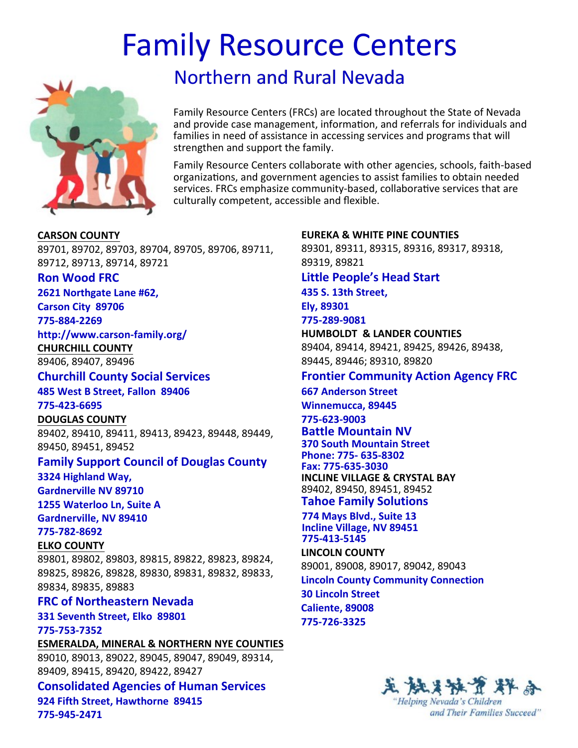# Family Resource Centers

## Northern and Rural Nevada

Family Resource Centers (FRCs) are located throughout the State of Nevada and provide case management, information, and referrals for individuals and families in need of assistance in accessing services and programs that will strengthen and support the family.

Family Resource Centers collaborate with other agencies, schools, faith-based organizations, and government agencies to assist families to obtain needed services. FRCs emphasize community-based, collaborative services that are culturally competent, accessible and flexible.

**CARSON COUNTY**
89701, 89702, 89703, 89704, 89705, 89706, 89711, 89712, 89713, 89714, 89721

**Ron Wood FRC**
**2621 Northgate Lane #62,**
**Carson City 89706**
**775-884-2269**
**http://www.carson-family.org/**

**CHURCHILL COUNTY**
89406, 89407, 89496

**Churchill County Social Services**
**485 West B Street, Fallon 89406**
**775-423-6695**

**DOUGLAS COUNTY**
89402, 89410, 89411, 89413, 89423, 89448, 89449, 89450, 89451, 89452

**Family Support Council of Douglas County**
**3324 Highland Way,**
**Gardnerville NV 89710**
**1255 Waterloo Ln, Suite A**
**Gardnerville, NV 89410**
**775-782-8692**

**ELKO COUNTY**
89801, 89802, 89803, 89815, 89822, 89823, 89824, 89825, 89826, 89828, 89830, 89831, 89832, 89833, 89834, 89835, 89883

**FRC of Northeastern Nevada**
**331 Seventh Street, Elko 89801**
**775-753-7352**

**ESMERALDA, MINERAL & NORTHERN NYE COUNTIES**
89010, 89013, 89022, 89045, 89047, 89049, 89314, 89409, 89415, 89420, 89422, 89427

**Consolidated Agencies of Human Services**
**924 Fifth Street, Hawthorne 89415**
**775-945-2471**

**EUREKA & WHITE PINE COUNTIES**
89301, 89311, 89315, 89316, 89317, 89318, 89319, 89821

**Little People's Head Start**
**435 S. 13th Street,**
**Ely, 89301**
**775-289-9081**

**HUMBOLDT & LANDER COUNTIES**
89404, 89414, 89421, 89425, 89426, 89438, 89445, 89446; 89310, 89820

**Frontier Community Action Agency FRC**
**667 Anderson Street**
**Winnemucca, 89445**
**775-623-9003**

**Battle Mountain NV**
**370 South Mountain Street**
**Phone: 775- 635-8302**
**Fax: 775-635-3030**

**INCLINE VILLAGE & CRYSTAL BAY**
89402, 89450, 89451, 89452

**Tahoe Family Solutions**
**774 Mays Blvd., Suite 13**
**Incline Village, NV 89451**
**775-413-5145**

**LINCOLN COUNTY**
89001, 89008, 89017, 89042, 89043

**Lincoln County Community Connection**
**30 Lincoln Street**
**Caliente, 89008**
**775-726-3325**

*"Helping Nevada's Children and Their Families Succeed"*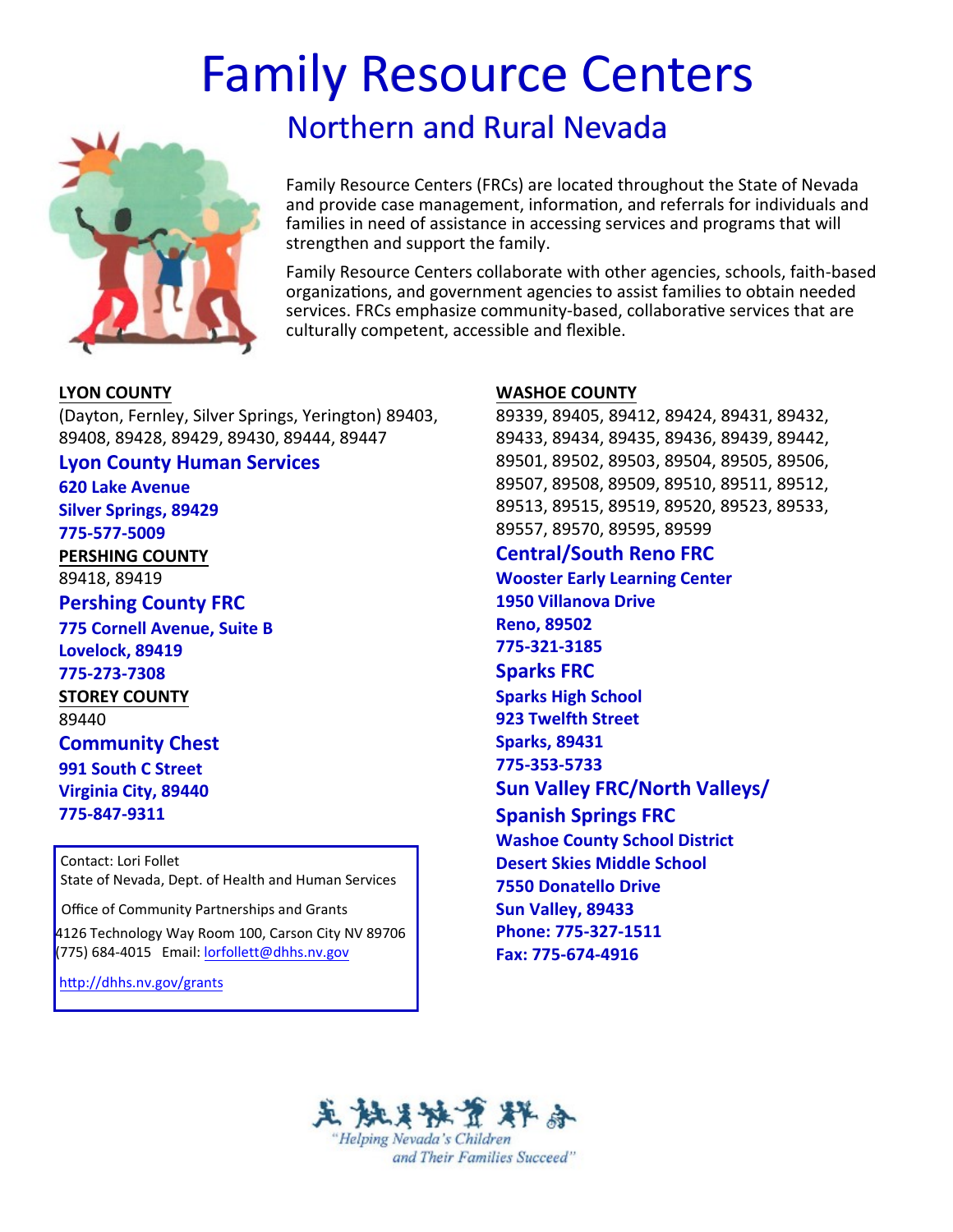# Family Resource Centers

## Northern and Rural Nevada

Family Resource Centers (FRCs) are located throughout the State of Nevada and provide case management, information, and referrals for individuals and families in need of assistance in accessing services and programs that will strengthen and support the family.

Family Resource Centers collaborate with other agencies, schools, faith-based organizations, and government agencies to assist families to obtain needed services. FRCs emphasize community-based, collaborative services that are culturally competent, accessible and flexible.

**LYON COUNTY**

(Dayton, Fernley, Silver Springs, Yerington) 89403, 89408, 89428, 89429, 89430, 89444, 89447

### Lyon County Human Services

**620 Lake Avenue**
**Silver Springs, 89429**
**775-577-5009**

**PERSHING COUNTY**

89418, 89419

### Pershing County FRC

**775 Cornell Avenue, Suite B**
**Lovelock, 89419**
**775-273-7308**

**STOREY COUNTY**

89440

### Community Chest

**991 South C Street**
**Virginia City, 89440**
**775-847-9311**

Contact: Lori Follet
State of Nevada, Dept. of Health and Human Services
Office of Community Partnerships and Grants
4126 Technology Way Room 100, Carson City NV 89706
(775) 684-4015 Email: lorfollett@dhhs.nv.gov
http://dhhs.nv.gov/grants

**WASHOE COUNTY**

89339, 89405, 89412, 89424, 89431, 89432, 89433, 89434, 89435, 89436, 89439, 89442, 89501, 89502, 89503, 89504, 89505, 89506, 89507, 89508, 89509, 89510, 89511, 89512, 89513, 89515, 89519, 89520, 89523, 89533, 89557, 89570, 89595, 89599

### Central/South Reno FRC

**Wooster Early Learning Center**
**1950 Villanova Drive**
**Reno, 89502**
**775-321-3185**

### Sparks FRC

**Sparks High School**
**923 Twelfth Street**
**Sparks, 89431**
**775-353-5733**

### Sun Valley FRC/North Valleys/ Spanish Springs FRC

**Washoe County School District**
**Desert Skies Middle School**
**7550 Donatello Drive**
**Sun Valley, 89433**
**Phone: 775-327-1511**
**Fax: 775-674-4916**

*"Helping Nevada's Children and Their Families Succeed"*